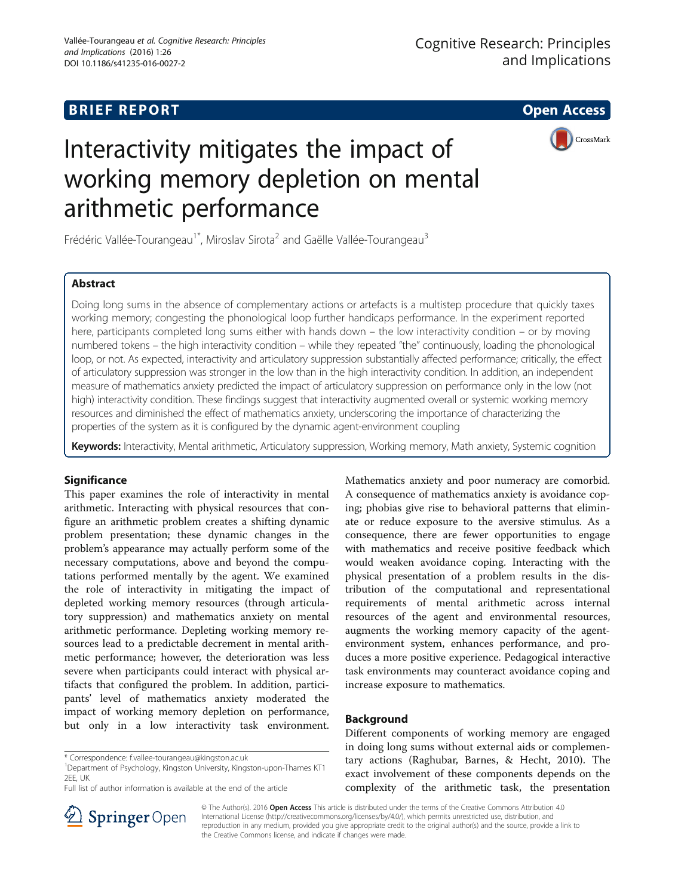BRIEF REPORT

Open Access

# Interactivity mitigates the impact of working memory depletion on mental arithmetic performance

Frédéric Vallée-Tourangeau[1*], Miroslav Sirota[2] and Gaëlle Vallée-Tourangeau[3]

## Abstract

Doing long sums in the absence of complementary actions or artefacts is a multistep procedure that quickly taxes working memory; congesting the phonological loop further handicaps performance. In the experiment reported here, participants completed long sums either with hands down – the low interactivity condition – or by moving numbered tokens – the high interactivity condition – while they repeated "the" continuously, loading the phonological loop, or not. As expected, interactivity and articulatory suppression substantially affected performance; critically, the effect of articulatory suppression was stronger in the low than in the high interactivity condition. In addition, an independent measure of mathematics anxiety predicted the impact of articulatory suppression on performance only in the low (not high) interactivity condition. These findings suggest that interactivity augmented overall or systemic working memory resources and diminished the effect of mathematics anxiety, underscoring the importance of characterizing the properties of the system as it is configured by the dynamic agent-environment coupling

**Keywords:** Interactivity, Mental arithmetic, Articulatory suppression, Working memory, Math anxiety, Systemic cognition

## Significance

This paper examines the role of interactivity in mental arithmetic. Interacting with physical resources that configure an arithmetic problem creates a shifting dynamic problem presentation; these dynamic changes in the problem's appearance may actually perform some of the necessary computations, above and beyond the computations performed mentally by the agent. We examined the role of interactivity in mitigating the impact of depleted working memory resources (through articulatory suppression) and mathematics anxiety on mental arithmetic performance. Depleting working memory resources lead to a predictable decrement in mental arithmetic performance; however, the deterioration was less severe when participants could interact with physical artifacts that configured the problem. In addition, participants' level of mathematics anxiety moderated the impact of working memory depletion on performance, but only in a low interactivity task environment. Mathematics anxiety and poor numeracy are comorbid. A consequence of mathematics anxiety is avoidance coping; phobias give rise to behavioral patterns that eliminate or reduce exposure to the aversive stimulus. As a consequence, there are fewer opportunities to engage with mathematics and receive positive feedback which would weaken avoidance coping. Interacting with the physical presentation of a problem results in the distribution of the computational and representational requirements of mental arithmetic across internal resources of the agent and environmental resources, augments the working memory capacity of the agent-environment system, enhances performance, and produces a more positive experience. Pedagogical interactive task environments may counteract avoidance coping and increase exposure to mathematics.

## Background

Different components of working memory are engaged in doing long sums without external aids or complementary actions (Raghubar, Barnes, & Hecht, 2010). The exact involvement of these components depends on the complexity of the arithmetic task, the presentation

* Correspondence: f.vallee-tourangeau@kingston.ac.uk
[1]Department of Psychology, Kingston University, Kingston-upon-Thames KT1 2EE, UK
Full list of author information is available at the end of the article

© The Author(s). 2016 **Open Access** This article is distributed under the terms of the Creative Commons Attribution 4.0 International License (http://creativecommons.org/licenses/by/4.0/), which permits unrestricted use, distribution, and reproduction in any medium, provided you give appropriate credit to the original author(s) and the source, provide a link to the Creative Commons license, and indicate if changes were made.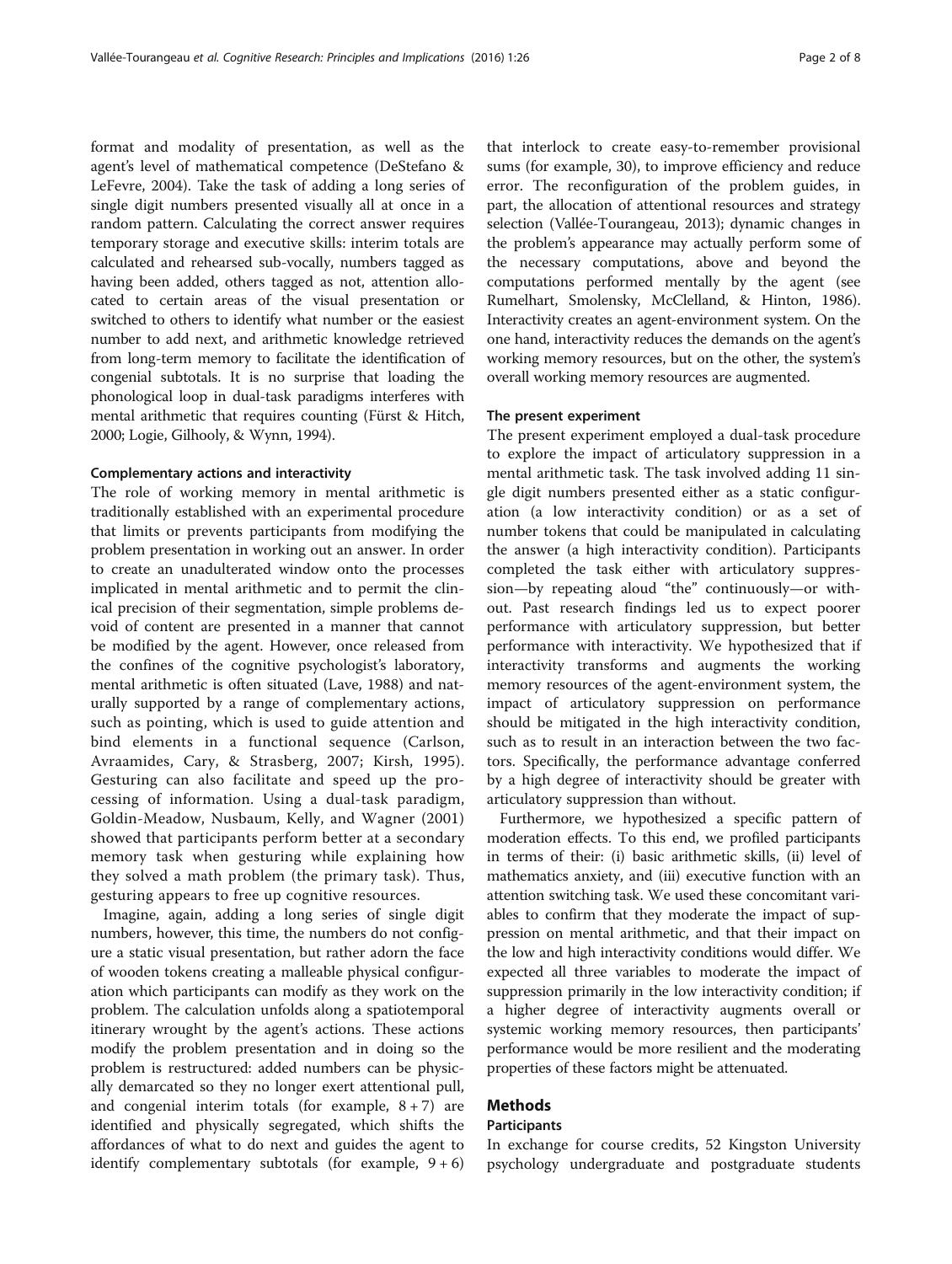format and modality of presentation, as well as the agent's level of mathematical competence (DeStefano & LeFevre, 2004). Take the task of adding a long series of single digit numbers presented visually all at once in a random pattern. Calculating the correct answer requires temporary storage and executive skills: interim totals are calculated and rehearsed sub-vocally, numbers tagged as having been added, others tagged as not, attention allocated to certain areas of the visual presentation or switched to others to identify what number or the easiest number to add next, and arithmetic knowledge retrieved from long-term memory to facilitate the identification of congenial subtotals. It is no surprise that loading the phonological loop in dual-task paradigms interferes with mental arithmetic that requires counting (Fürst & Hitch, 2000; Logie, Gilhooly, & Wynn, 1994).

#### Complementary actions and interactivity

The role of working memory in mental arithmetic is traditionally established with an experimental procedure that limits or prevents participants from modifying the problem presentation in working out an answer. In order to create an unadulterated window onto the processes implicated in mental arithmetic and to permit the clinical precision of their segmentation, simple problems devoid of content are presented in a manner that cannot be modified by the agent. However, once released from the confines of the cognitive psychologist's laboratory, mental arithmetic is often situated (Lave, 1988) and naturally supported by a range of complementary actions, such as pointing, which is used to guide attention and bind elements in a functional sequence (Carlson, Avraamides, Cary, & Strasberg, 2007; Kirsh, 1995). Gesturing can also facilitate and speed up the processing of information. Using a dual-task paradigm, Goldin-Meadow, Nusbaum, Kelly, and Wagner (2001) showed that participants perform better at a secondary memory task when gesturing while explaining how they solved a math problem (the primary task). Thus, gesturing appears to free up cognitive resources.

Imagine, again, adding a long series of single digit numbers, however, this time, the numbers do not configure a static visual presentation, but rather adorn the face of wooden tokens creating a malleable physical configuration which participants can modify as they work on the problem. The calculation unfolds along a spatiotemporal itinerary wrought by the agent's actions. These actions modify the problem presentation and in doing so the problem is restructured: added numbers can be physically demarcated so they no longer exert attentional pull, and congenial interim totals (for example, $8 + 7$) are identified and physically segregated, which shifts the affordances of what to do next and guides the agent to identify complementary subtotals (for example, $9 + 6$) that interlock to create easy-to-remember provisional sums (for example, 30), to improve efficiency and reduce error. The reconfiguration of the problem guides, in part, the allocation of attentional resources and strategy selection (Vallée-Tourangeau, 2013); dynamic changes in the problem's appearance may actually perform some of the necessary computations, above and beyond the computations performed mentally by the agent (see Rumelhart, Smolensky, McClelland, & Hinton, 1986). Interactivity creates an agent-environment system. On the one hand, interactivity reduces the demands on the agent's working memory resources, but on the other, the system's overall working memory resources are augmented.

#### The present experiment

The present experiment employed a dual-task procedure to explore the impact of articulatory suppression in a mental arithmetic task. The task involved adding 11 single digit numbers presented either as a static configuration (a low interactivity condition) or as a set of number tokens that could be manipulated in calculating the answer (a high interactivity condition). Participants completed the task either with articulatory suppression—by repeating aloud "the" continuously—or without. Past research findings led us to expect poorer performance with articulatory suppression, but better performance with interactivity. We hypothesized that if interactivity transforms and augments the working memory resources of the agent-environment system, the impact of articulatory suppression on performance should be mitigated in the high interactivity condition, such as to result in an interaction between the two factors. Specifically, the performance advantage conferred by a high degree of interactivity should be greater with articulatory suppression than without.

Furthermore, we hypothesized a specific pattern of moderation effects. To this end, we profiled participants in terms of their: (i) basic arithmetic skills, (ii) level of mathematics anxiety, and (iii) executive function with an attention switching task. We used these concomitant variables to confirm that they moderate the impact of suppression on mental arithmetic, and that their impact on the low and high interactivity conditions would differ. We expected all three variables to moderate the impact of suppression primarily in the low interactivity condition; if a higher degree of interactivity augments overall or systemic working memory resources, then participants' performance would be more resilient and the moderating properties of these factors might be attenuated.

## Methods

### Participants

In exchange for course credits, 52 Kingston University psychology undergraduate and postgraduate students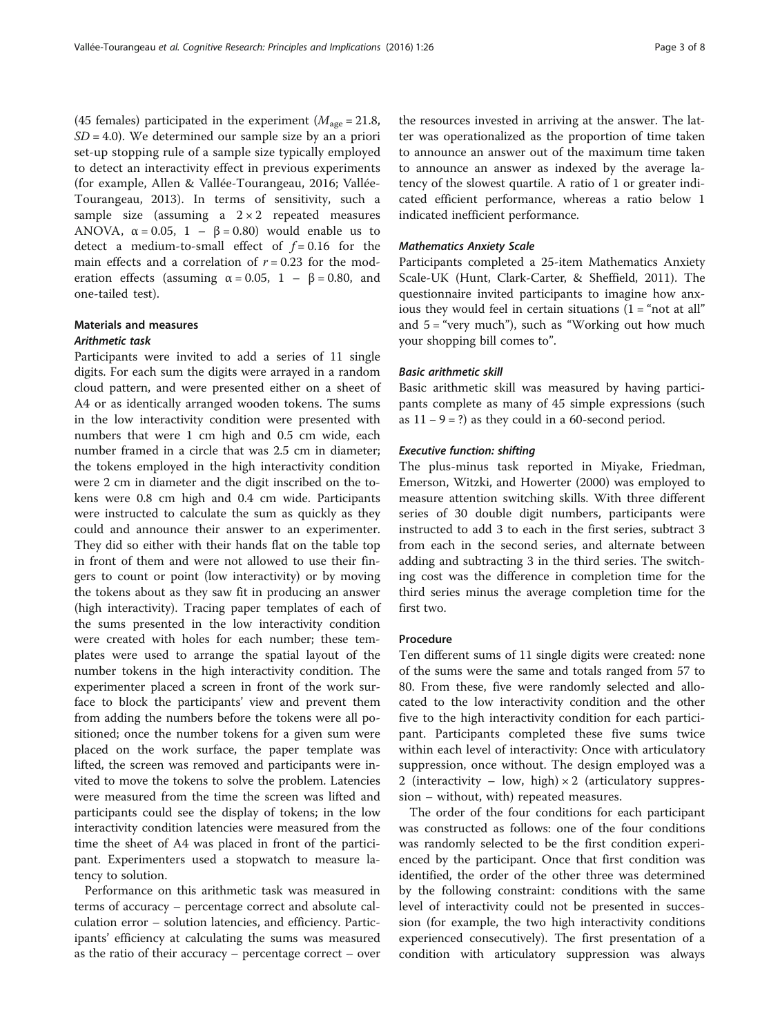(45 females) participated in the experiment ($M_{age} = 21.8$, $SD = 4.0$). We determined our sample size by an a priori set-up stopping rule of a sample size typically employed to detect an interactivity effect in previous experiments (for example, Allen & Vallée-Tourangeau, 2016; Vallée-Tourangeau, 2013). In terms of sensitivity, such a sample size (assuming a $2 \times 2$ repeated measures ANOVA, $\alpha = 0.05$, $1 - \beta = 0.80$) would enable us to detect a medium-to-small effect of $f = 0.16$ for the main effects and a correlation of $r = 0.23$ for the moderation effects (assuming $\alpha = 0.05$, $1 - \beta = 0.80$, and one-tailed test).

### Materials and measures

#### *Arithmetic task*

Participants were invited to add a series of 11 single digits. For each sum the digits were arrayed in a random cloud pattern, and were presented either on a sheet of A4 or as identically arranged wooden tokens. The sums in the low interactivity condition were presented with numbers that were 1 cm high and 0.5 cm wide, each number framed in a circle that was 2.5 cm in diameter; the tokens employed in the high interactivity condition were 2 cm in diameter and the digit inscribed on the tokens were 0.8 cm high and 0.4 cm wide. Participants were instructed to calculate the sum as quickly as they could and announce their answer to an experimenter. They did so either with their hands flat on the table top in front of them and were not allowed to use their fingers to count or point (low interactivity) or by moving the tokens about as they saw fit in producing an answer (high interactivity). Tracing paper templates of each of the sums presented in the low interactivity condition were created with holes for each number; these templates were used to arrange the spatial layout of the number tokens in the high interactivity condition. The experimenter placed a screen in front of the work surface to block the participants' view and prevent them from adding the numbers before the tokens were all positioned; once the number tokens for a given sum were placed on the work surface, the paper template was lifted, the screen was removed and participants were invited to move the tokens to solve the problem. Latencies were measured from the time the screen was lifted and participants could see the display of tokens; in the low interactivity condition latencies were measured from the time the sheet of A4 was placed in front of the participant. Experimenters used a stopwatch to measure latency to solution.

Performance on this arithmetic task was measured in terms of accuracy – percentage correct and absolute calculation error – solution latencies, and efficiency. Participants' efficiency at calculating the sums was measured as the ratio of their accuracy – percentage correct – over the resources invested in arriving at the answer. The latter was operationalized as the proportion of time taken to announce an answer out of the maximum time taken to announce an answer as indexed by the average latency of the slowest quartile. A ratio of 1 or greater indicated efficient performance, whereas a ratio below 1 indicated inefficient performance.

#### *Mathematics Anxiety Scale*

Participants completed a 25-item Mathematics Anxiety Scale-UK (Hunt, Clark-Carter, & Sheffield, 2011). The questionnaire invited participants to imagine how anxious they would feel in certain situations (1 = "not at all" and 5 = "very much"), such as "Working out how much your shopping bill comes to".

#### *Basic arithmetic skill*

Basic arithmetic skill was measured by having participants complete as many of 45 simple expressions (such as $11 - 9 = ?$) as they could in a 60-second period.

#### *Executive function: shifting*

The plus-minus task reported in Miyake, Friedman, Emerson, Witzki, and Howerter (2000) was employed to measure attention switching skills. With three different series of 30 double digit numbers, participants were instructed to add 3 to each in the first series, subtract 3 from each in the second series, and alternate between adding and subtracting 3 in the third series. The switching cost was the difference in completion time for the third series minus the average completion time for the first two.

### Procedure

Ten different sums of 11 single digits were created: none of the sums were the same and totals ranged from 57 to 80. From these, five were randomly selected and allocated to the low interactivity condition and the other five to the high interactivity condition for each participant. Participants completed these five sums twice within each level of interactivity: Once with articulatory suppression, once without. The design employed was a 2 (interactivity – low, high) × 2 (articulatory suppression – without, with) repeated measures.

The order of the four conditions for each participant was constructed as follows: one of the four conditions was randomly selected to be the first condition experienced by the participant. Once that first condition was identified, the order of the other three was determined by the following constraint: conditions with the same level of interactivity could not be presented in succession (for example, the two high interactivity conditions experienced consecutively). The first presentation of a condition with articulatory suppression was always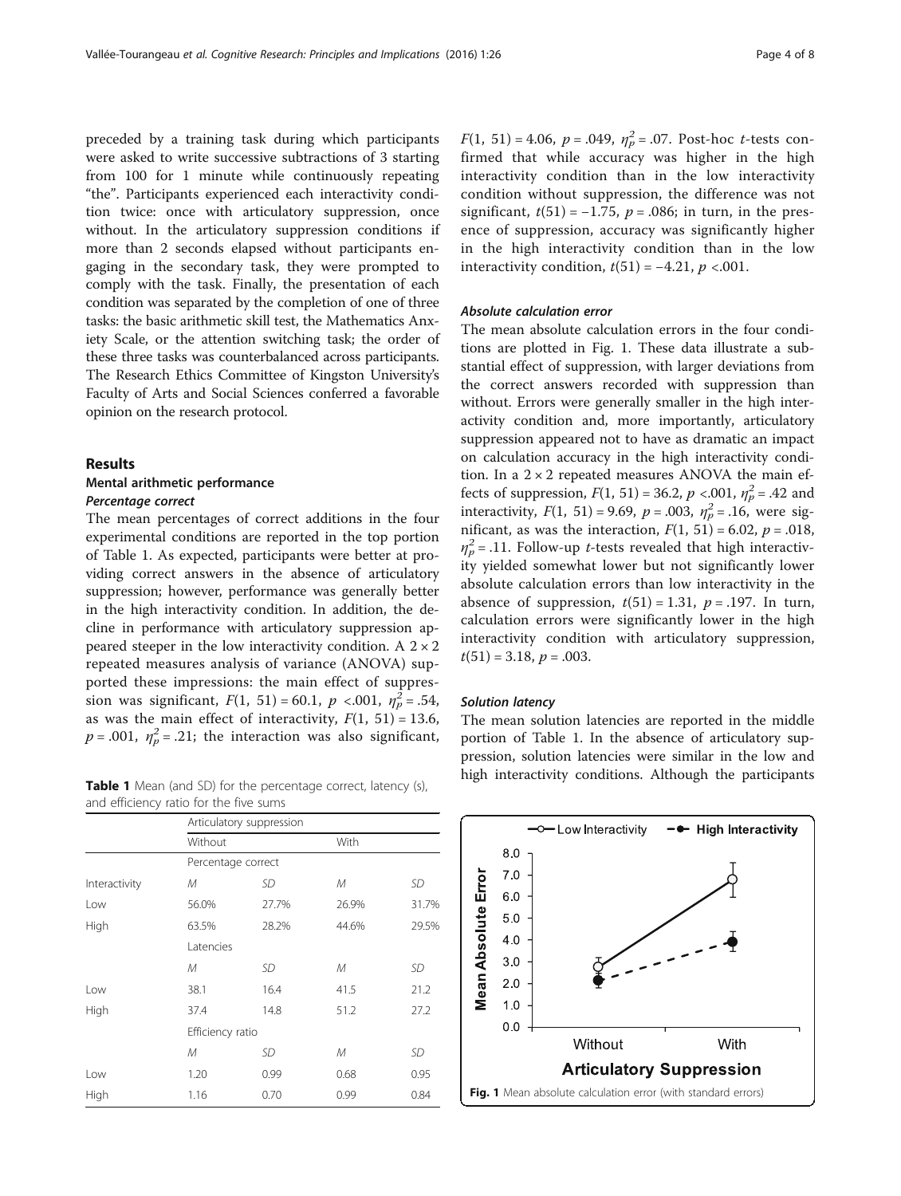preceded by a training task during which participants were asked to write successive subtractions of 3 starting from 100 for 1 minute while continuously repeating "the". Participants experienced each interactivity condition twice: once with articulatory suppression, once without. In the articulatory suppression conditions if more than 2 seconds elapsed without participants engaging in the secondary task, they were prompted to comply with the task. Finally, the presentation of each condition was separated by the completion of one of three tasks: the basic arithmetic skill test, the Mathematics Anxiety Scale, or the attention switching task; the order of these three tasks was counterbalanced across participants. The Research Ethics Committee of Kingston University's Faculty of Arts and Social Sciences conferred a favorable opinion on the research protocol.

## Results

### Mental arithmetic performance

#### *Percentage correct*

The mean percentages of correct additions in the four experimental conditions are reported in the top portion of Table 1. As expected, participants were better at providing correct answers in the absence of articulatory suppression; however, performance was generally better in the high interactivity condition. In addition, the decline in performance with articulatory suppression appeared steeper in the low interactivity condition. A 2 × 2 repeated measures analysis of variance (ANOVA) supported these impressions: the main effect of suppression was significant, $F(1, 51) = 60.1$, $p < .001$, $\eta_p^2 = .54$, as was the main effect of interactivity, $F(1, 51) = 13.6$, $p = .001$, $\eta_p^2 = .21$; the interaction was also significant, $F(1, 51) = 4.06$, $p = .049$, $\eta_p^2 = .07$. Post-hoc $t$-tests confirmed that while accuracy was higher in the high interactivity condition than in the low interactivity condition without suppression, the difference was not significant, $t(51) = -1.75$, $p = .086$; in turn, in the presence of suppression, accuracy was significantly higher in the high interactivity condition than in the low interactivity condition, $t(51) = -4.21$, $p < .001$.

**Table 1** Mean (and SD) for the percentage correct, latency (s), and efficiency ratio for the five sums

| | Articulatory suppression | | | |
|---|---|---|---|---|
| | Without | | With | |
| | Percentage correct | | | |
| Interactivity | *M* | *SD* | *M* | *SD* |
| Low | 56.0% | 27.7% | 26.9% | 31.7% |
| High | 63.5% | 28.2% | 44.6% | 29.5% |
| | Latencies | | | |
| | *M* | *SD* | *M* | *SD* |
| Low | 38.1 | 16.4 | 41.5 | 21.2 |
| High | 37.4 | 14.8 | 51.2 | 27.2 |
| | Efficiency ratio | | | |
| | *M* | *SD* | *M* | *SD* |
| Low | 1.20 | 0.99 | 0.68 | 0.95 |
| High | 1.16 | 0.70 | 0.99 | 0.84 |

#### *Absolute calculation error*

The mean absolute calculation errors in the four conditions are plotted in Fig. 1. These data illustrate a substantial effect of suppression, with larger deviations from the correct answers recorded with suppression than without. Errors were generally smaller in the high interactivity condition and, more importantly, articulatory suppression appeared not to have as dramatic an impact on calculation accuracy in the high interactivity condition. In a 2 × 2 repeated measures ANOVA the main effects of suppression, $F(1, 51) = 36.2$, $p < .001$, $\eta_p^2 = .42$ and interactivity, $F(1, 51) = 9.69$, $p = .003$, $\eta_p^2 = .16$, were significant, as was the interaction, $F(1, 51) = 6.02$, $p = .018$, $\eta_p^2 = .11$. Follow-up $t$-tests revealed that high interactivity yielded somewhat lower but not significantly lower absolute calculation errors than low interactivity in the absence of suppression, $t(51) = 1.31$, $p = .197$. In turn, calculation errors were significantly lower in the high interactivity condition with articulatory suppression, $t(51) = 3.18$, $p = .003$.

#### *Solution latency*

The mean solution latencies are reported in the middle portion of Table 1. In the absence of articulatory suppression, solution latencies were similar in the low and high interactivity conditions. Although the participants

**Fig. 1** Mean absolute calculation error (with standard errors)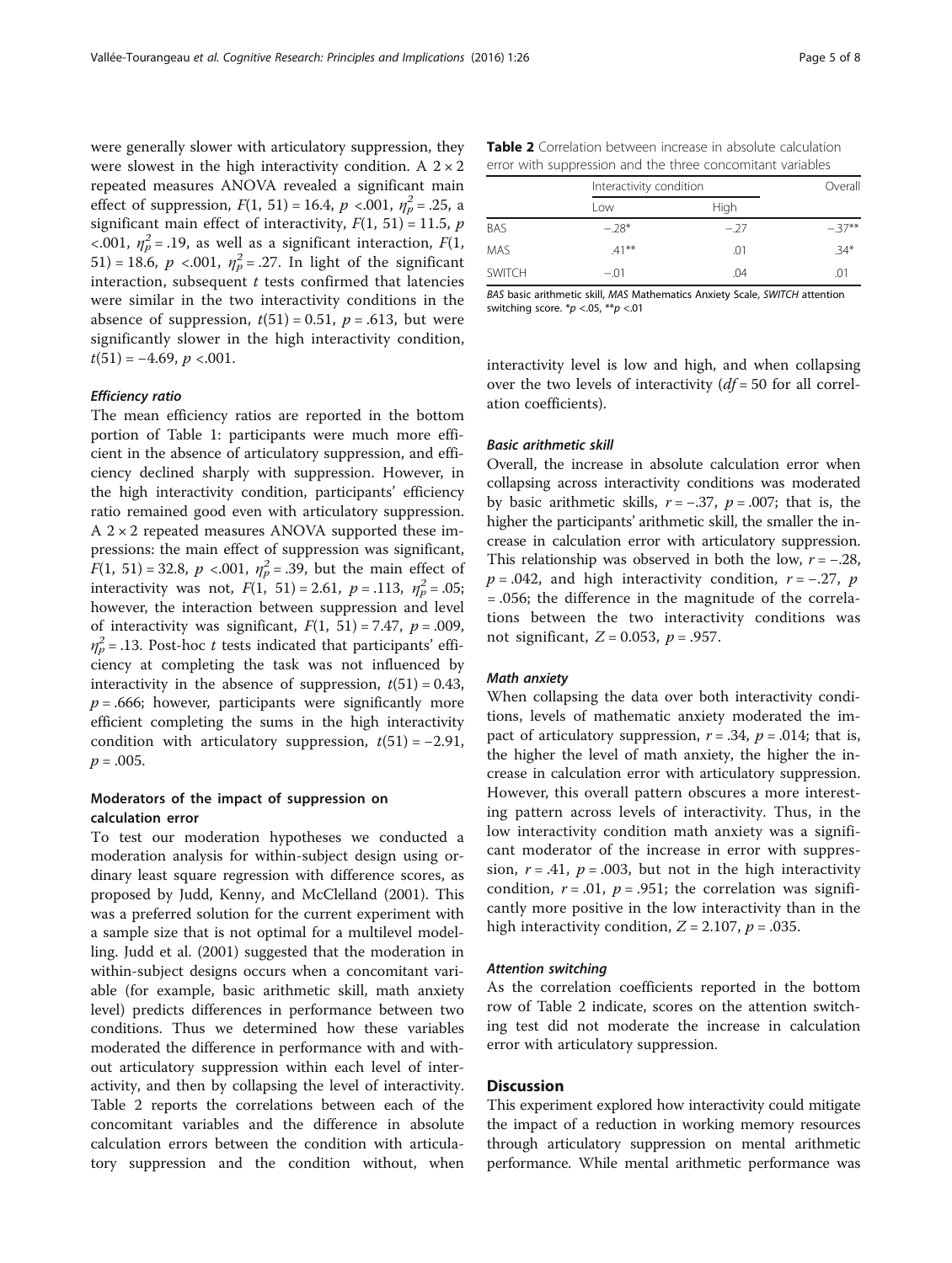were generally slower with articulatory suppression, they were slowest in the high interactivity condition. A 2 × 2 repeated measures ANOVA revealed a significant main effect of suppression, $F(1, 51) = 16.4$, $p < .001$, $\eta_p^2 = .25$, a significant main effect of interactivity, $F(1, 51) = 11.5$, $p < .001$, $\eta_p^2 = .19$, as well as a significant interaction, $F(1, 51) = 18.6$, $p < .001$, $\eta_p^2 = .27$. In light of the significant interaction, subsequent $t$ tests confirmed that latencies were similar in the two interactivity conditions in the absence of suppression, $t(51) = 0.51$, $p = .613$, but were significantly slower in the high interactivity condition, $t(51) = -4.69$, $p < .001$.

#### *Efficiency ratio*

The mean efficiency ratios are reported in the bottom portion of Table 1: participants were much more efficient in the absence of articulatory suppression, and efficiency declined sharply with suppression. However, in the high interactivity condition, participants' efficiency ratio remained good even with articulatory suppression. A 2 × 2 repeated measures ANOVA supported these impressions: the main effect of suppression was significant, $F(1, 51) = 32.8$, $p < .001$, $\eta_p^2 = .39$, but the main effect of interactivity was not, $F(1, 51) = 2.61$, $p = .113$, $\eta_p^2 = .05$; however, the interaction between suppression and level of interactivity was significant, $F(1, 51) = 7.47$, $p = .009$, $\eta_p^2 = .13$. Post-hoc $t$ tests indicated that participants' efficiency at completing the task was not influenced by interactivity in the absence of suppression, $t(51) = 0.43$, $p = .666$; however, participants were significantly more efficient completing the sums in the high interactivity condition with articulatory suppression, $t(51) = -2.91$, $p = .005$.

### Moderators of the impact of suppression on calculation error

To test our moderation hypotheses we conducted a moderation analysis for within-subject design using ordinary least square regression with difference scores, as proposed by Judd, Kenny, and McClelland (2001). This was a preferred solution for the current experiment with a sample size that is not optimal for a multilevel modelling. Judd et al. (2001) suggested that the moderation in within-subject designs occurs when a concomitant variable (for example, basic arithmetic skill, math anxiety level) predicts differences in performance between two conditions. Thus we determined how these variables moderated the difference in performance with and without articulatory suppression within each level of interactivity, and then by collapsing the level of interactivity. Table 2 reports the correlations between each of the concomitant variables and the difference in absolute calculation errors between the condition with articulatory suppression and the condition without, when interactivity level is low and high, and when collapsing over the two levels of interactivity ($df = 50$ for all correlation coefficients).

**Table 2** Correlation between increase in absolute calculation error with suppression and the three concomitant variables

| | Interactivity condition | | Overall |
|---|---|---|---|
| | Low | High | |
| BAS | −.28* | −.27 | −.37** |
| MAS | .41** | .01 | .34* |
| SWITCH | −.01 | .04 | .01 |

*BAS* basic arithmetic skill, *MAS* Mathematics Anxiety Scale, *SWITCH* attention switching score. *$p < .05$, **$p < .01$

#### *Basic arithmetic skill*

Overall, the increase in absolute calculation error when collapsing across interactivity conditions was moderated by basic arithmetic skills, $r = -.37$, $p = .007$; that is, the higher the participants' arithmetic skill, the smaller the increase in calculation error with articulatory suppression. This relationship was observed in both the low, $r = -.28$, $p = .042$, and high interactivity condition, $r = -.27$, $p = .056$; the difference in the magnitude of the correlations between the two interactivity conditions was not significant, $Z = 0.053$, $p = .957$.

#### *Math anxiety*

When collapsing the data over both interactivity conditions, levels of mathematic anxiety moderated the impact of articulatory suppression, $r = .34$, $p = .014$; that is, the higher the level of math anxiety, the higher the increase in calculation error with articulatory suppression. However, this overall pattern obscures a more interesting pattern across levels of interactivity. Thus, in the low interactivity condition math anxiety was a significant moderator of the increase in error with suppression, $r = .41$, $p = .003$, but not in the high interactivity condition, $r = .01$, $p = .951$; the correlation was significantly more positive in the low interactivity than in the high interactivity condition, $Z = 2.107$, $p = .035$.

#### *Attention switching*

As the correlation coefficients reported in the bottom row of Table 2 indicate, scores on the attention switching test did not moderate the increase in calculation error with articulatory suppression.

## Discussion

This experiment explored how interactivity could mitigate the impact of a reduction in working memory resources through articulatory suppression on mental arithmetic performance. While mental arithmetic performance was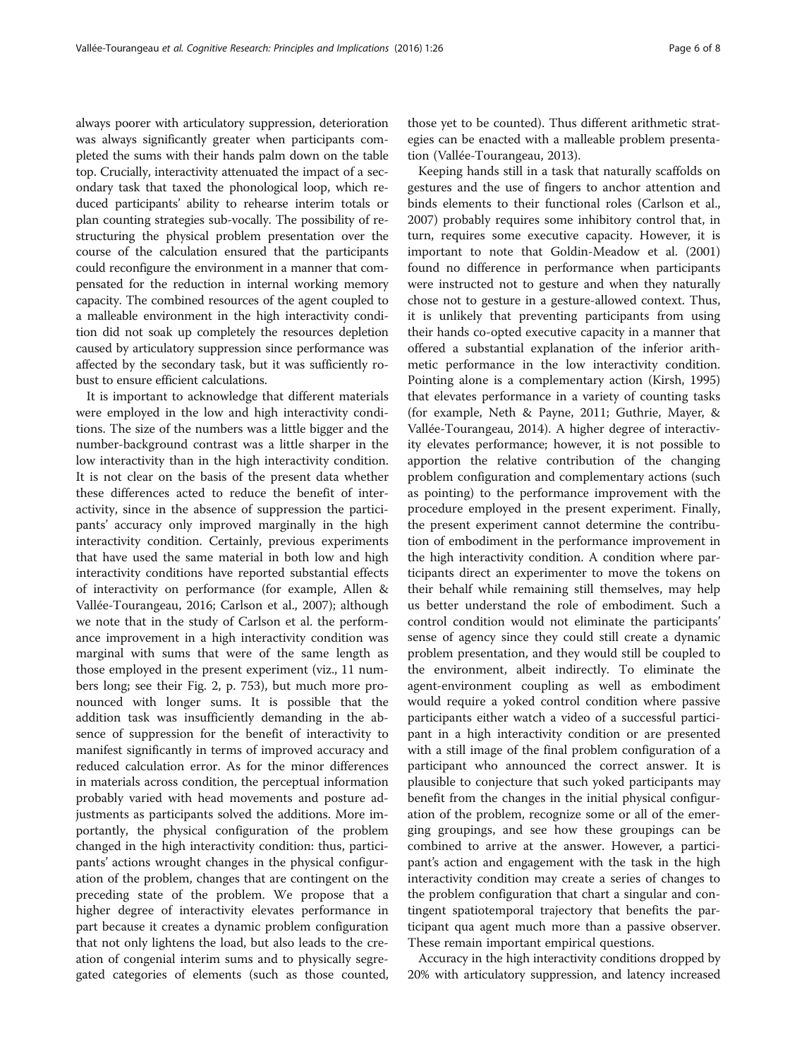always poorer with articulatory suppression, deterioration was always significantly greater when participants completed the sums with their hands palm down on the table top. Crucially, interactivity attenuated the impact of a secondary task that taxed the phonological loop, which reduced participants' ability to rehearse interim totals or plan counting strategies sub-vocally. The possibility of restructuring the physical problem presentation over the course of the calculation ensured that the participants could reconfigure the environment in a manner that compensated for the reduction in internal working memory capacity. The combined resources of the agent coupled to a malleable environment in the high interactivity condition did not soak up completely the resources depletion caused by articulatory suppression since performance was affected by the secondary task, but it was sufficiently robust to ensure efficient calculations.

It is important to acknowledge that different materials were employed in the low and high interactivity conditions. The size of the numbers was a little bigger and the number-background contrast was a little sharper in the low interactivity than in the high interactivity condition. It is not clear on the basis of the present data whether these differences acted to reduce the benefit of interactivity, since in the absence of suppression the participants' accuracy only improved marginally in the high interactivity condition. Certainly, previous experiments that have used the same material in both low and high interactivity conditions have reported substantial effects of interactivity on performance (for example, Allen & Vallée-Tourangeau, 2016; Carlson et al., 2007); although we note that in the study of Carlson et al. the performance improvement in a high interactivity condition was marginal with sums that were of the same length as those employed in the present experiment (viz., 11 numbers long; see their Fig. 2, p. 753), but much more pronounced with longer sums. It is possible that the addition task was insufficiently demanding in the absence of suppression for the benefit of interactivity to manifest significantly in terms of improved accuracy and reduced calculation error. As for the minor differences in materials across condition, the perceptual information probably varied with head movements and posture adjustments as participants solved the additions. More importantly, the physical configuration of the problem changed in the high interactivity condition: thus, participants' actions wrought changes in the physical configuration of the problem, changes that are contingent on the preceding state of the problem. We propose that a higher degree of interactivity elevates performance in part because it creates a dynamic problem configuration that not only lightens the load, but also leads to the creation of congenial interim sums and to physically segregated categories of elements (such as those counted, those yet to be counted). Thus different arithmetic strategies can be enacted with a malleable problem presentation (Vallée-Tourangeau, 2013).

Keeping hands still in a task that naturally scaffolds on gestures and the use of fingers to anchor attention and binds elements to their functional roles (Carlson et al., 2007) probably requires some inhibitory control that, in turn, requires some executive capacity. However, it is important to note that Goldin-Meadow et al. (2001) found no difference in performance when participants were instructed not to gesture and when they naturally chose not to gesture in a gesture-allowed context. Thus, it is unlikely that preventing participants from using their hands co-opted executive capacity in a manner that offered a substantial explanation of the inferior arithmetic performance in the low interactivity condition. Pointing alone is a complementary action (Kirsh, 1995) that elevates performance in a variety of counting tasks (for example, Neth & Payne, 2011; Guthrie, Mayer, & Vallée-Tourangeau, 2014). A higher degree of interactivity elevates performance; however, it is not possible to apportion the relative contribution of the changing problem configuration and complementary actions (such as pointing) to the performance improvement with the procedure employed in the present experiment. Finally, the present experiment cannot determine the contribution of embodiment in the performance improvement in the high interactivity condition. A condition where participants direct an experimenter to move the tokens on their behalf while remaining still themselves, may help us better understand the role of embodiment. Such a control condition would not eliminate the participants' sense of agency since they could still create a dynamic problem presentation, and they would still be coupled to the environment, albeit indirectly. To eliminate the agent-environment coupling as well as embodiment would require a yoked control condition where passive participants either watch a video of a successful participant in a high interactivity condition or are presented with a still image of the final problem configuration of a participant who announced the correct answer. It is plausible to conjecture that such yoked participants may benefit from the changes in the initial physical configuration of the problem, recognize some or all of the emerging groupings, and see how these groupings can be combined to arrive at the answer. However, a participant's action and engagement with the task in the high interactivity condition may create a series of changes to the problem configuration that chart a singular and contingent spatiotemporal trajectory that benefits the participant qua agent much more than a passive observer. These remain important empirical questions.

Accuracy in the high interactivity conditions dropped by 20% with articulatory suppression, and latency increased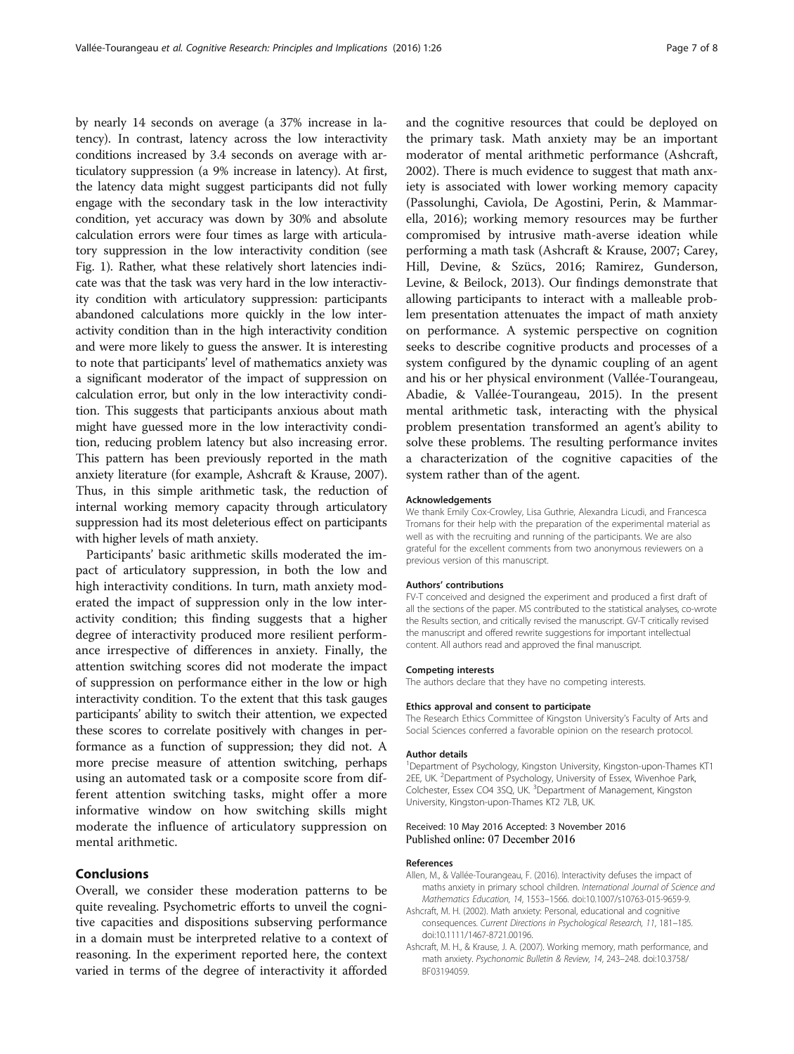by nearly 14 seconds on average (a 37% increase in latency). In contrast, latency across the low interactivity conditions increased by 3.4 seconds on average with articulatory suppression (a 9% increase in latency). At first, the latency data might suggest participants did not fully engage with the secondary task in the low interactivity condition, yet accuracy was down by 30% and absolute calculation errors were four times as large with articulatory suppression in the low interactivity condition (see Fig. 1). Rather, what these relatively short latencies indicate was that the task was very hard in the low interactivity condition with articulatory suppression: participants abandoned calculations more quickly in the low interactivity condition than in the high interactivity condition and were more likely to guess the answer. It is interesting to note that participants' level of mathematics anxiety was a significant moderator of the impact of suppression on calculation error, but only in the low interactivity condition. This suggests that participants anxious about math might have guessed more in the low interactivity condition, reducing problem latency but also increasing error. This pattern has been previously reported in the math anxiety literature (for example, Ashcraft & Krause, 2007). Thus, in this simple arithmetic task, the reduction of internal working memory capacity through articulatory suppression had its most deleterious effect on participants with higher levels of math anxiety.

Participants' basic arithmetic skills moderated the impact of articulatory suppression, in both the low and high interactivity conditions. In turn, math anxiety moderated the impact of suppression only in the low interactivity condition; this finding suggests that a higher degree of interactivity produced more resilient performance irrespective of differences in anxiety. Finally, the attention switching scores did not moderate the impact of suppression on performance either in the low or high interactivity condition. To the extent that this task gauges participants' ability to switch their attention, we expected these scores to correlate positively with changes in performance as a function of suppression; they did not. A more precise measure of attention switching, perhaps using an automated task or a composite score from different attention switching tasks, might offer a more informative window on how switching skills might moderate the influence of articulatory suppression on mental arithmetic.

## Conclusions

Overall, we consider these moderation patterns to be quite revealing. Psychometric efforts to unveil the cognitive capacities and dispositions subserving performance in a domain must be interpreted relative to a context of reasoning. In the experiment reported here, the context varied in terms of the degree of interactivity it afforded and the cognitive resources that could be deployed on the primary task. Math anxiety may be an important moderator of mental arithmetic performance (Ashcraft, 2002). There is much evidence to suggest that math anxiety is associated with lower working memory capacity (Passolunghi, Caviola, De Agostini, Perin, & Mammarella, 2016); working memory resources may be further compromised by intrusive math-averse ideation while performing a math task (Ashcraft & Krause, 2007; Carey, Hill, Devine, & Szücs, 2016; Ramirez, Gunderson, Levine, & Beilock, 2013). Our findings demonstrate that allowing participants to interact with a malleable problem presentation attenuates the impact of math anxiety on performance. A systemic perspective on cognition seeks to describe cognitive products and processes of a system configured by the dynamic coupling of an agent and his or her physical environment (Vallée-Tourangeau, Abadie, & Vallée-Tourangeau, 2015). In the present mental arithmetic task, interacting with the physical problem presentation transformed an agent's ability to solve these problems. The resulting performance invites a characterization of the cognitive capacities of the system rather than of the agent.

#### Acknowledgements

We thank Emily Cox-Crowley, Lisa Guthrie, Alexandra Licudi, and Francesca Tromans for their help with the preparation of the experimental material as well as with the recruiting and running of the participants. We are also grateful for the excellent comments from two anonymous reviewers on a previous version of this manuscript.

#### Authors' contributions

FV-T conceived and designed the experiment and produced a first draft of all the sections of the paper. MS contributed to the statistical analyses, co-wrote the Results section, and critically revised the manuscript. GV-T critically revised the manuscript and offered rewrite suggestions for important intellectual content. All authors read and approved the final manuscript.

#### Competing interests

The authors declare that they have no competing interests.

#### Ethics approval and consent to participate

The Research Ethics Committee of Kingston University's Faculty of Arts and Social Sciences conferred a favorable opinion on the research protocol.

#### Author details

[1]Department of Psychology, Kingston University, Kingston-upon-Thames KT1 2EE, UK. [2]Department of Psychology, University of Essex, Wivenhoe Park, Colchester, Essex CO4 3SQ, UK. [3]Department of Management, Kingston University, Kingston-upon-Thames KT2 7LB, UK.

Received: 10 May 2016 Accepted: 3 November 2016
Published online: 07 December 2016

#### References

Allen, M., & Vallée-Tourangeau, F. (2016). Interactivity defuses the impact of maths anxiety in primary school children. *International Journal of Science and Mathematics Education, 14*, 1553–1566. doi:10.1007/s10763-015-9659-9.

Ashcraft, M. H. (2002). Math anxiety: Personal, educational and cognitive consequences. *Current Directions in Psychological Research, 11*, 181–185. doi:10.1111/1467-8721.00196.

Ashcraft, M. H., & Krause, J. A. (2007). Working memory, math performance, and math anxiety. *Psychonomic Bulletin & Review, 14*, 243–248. doi:10.3758/BF03194059.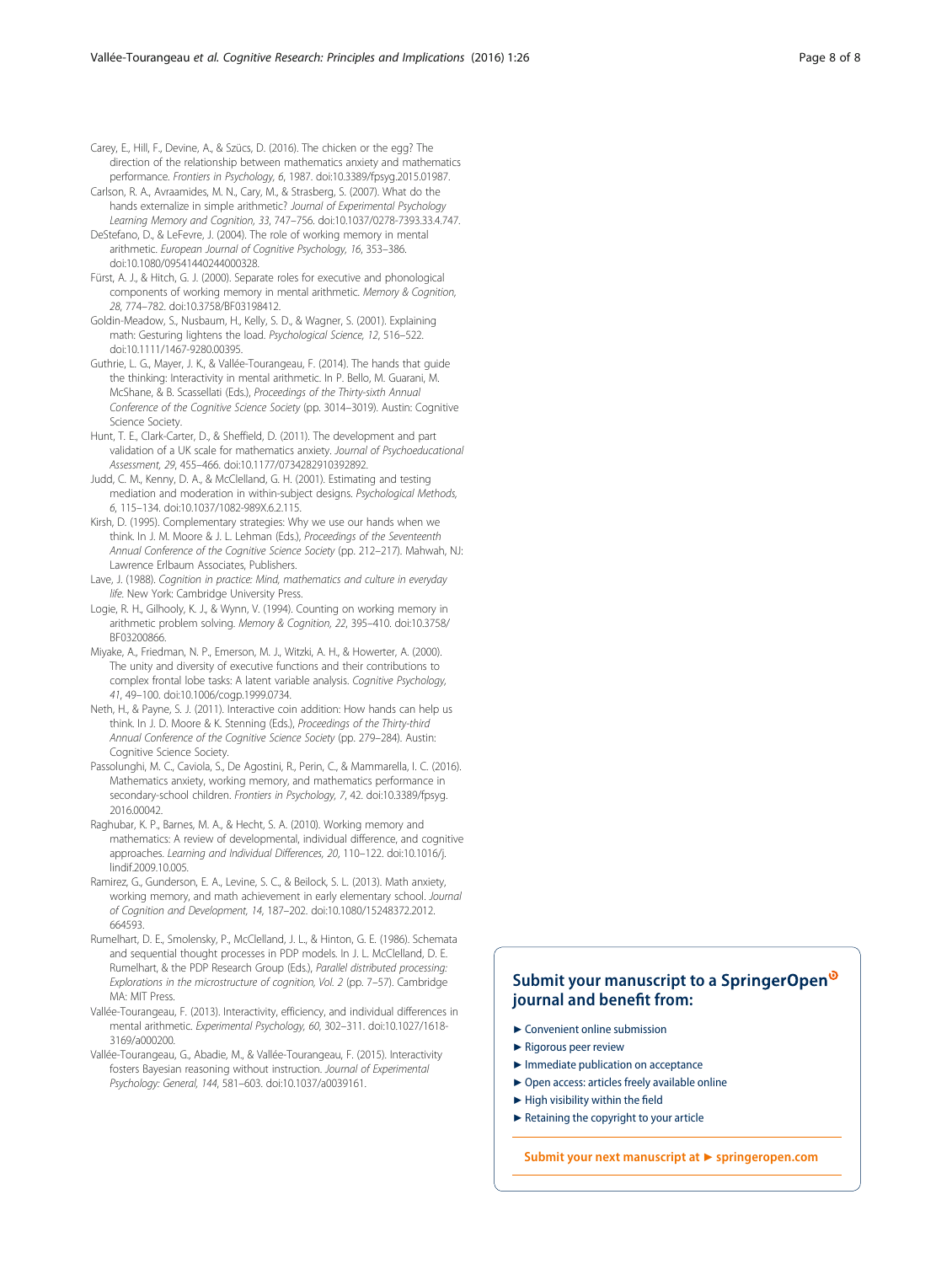Carey, E., Hill, F., Devine, A., & Szücs, D. (2016). The chicken or the egg? The direction of the relationship between mathematics anxiety and mathematics performance. *Frontiers in Psychology, 6*, 1987. doi:10.3389/fpsyg.2015.01987.

Carlson, R. A., Avraamides, M. N., Cary, M., & Strasberg, S. (2007). What do the hands externalize in simple arithmetic? *Journal of Experimental Psychology Learning Memory and Cognition, 33*, 747–756. doi:10.1037/0278-7393.33.4.747.

DeStefano, D., & LeFevre, J. (2004). The role of working memory in mental arithmetic. *European Journal of Cognitive Psychology, 16*, 353–386. doi:10.1080/09541440244000328.

Fürst, A. J., & Hitch, G. J. (2000). Separate roles for executive and phonological components of working memory in mental arithmetic. *Memory & Cognition, 28*, 774–782. doi:10.3758/BF03198412.

Goldin-Meadow, S., Nusbaum, H., Kelly, S. D., & Wagner, S. (2001). Explaining math: Gesturing lightens the load. *Psychological Science, 12*, 516–522. doi:10.1111/1467-9280.00395.

Guthrie, L. G., Mayer, J. K., & Vallée-Tourangeau, F. (2014). The hands that guide the thinking: Interactivity in mental arithmetic. In P. Bello, M. Guarani, M. McShane, & B. Scassellati (Eds.), *Proceedings of the Thirty-sixth Annual Conference of the Cognitive Science Society* (pp. 3014–3019). Austin: Cognitive Science Society.

Hunt, T. E., Clark-Carter, D., & Sheffield, D. (2011). The development and part validation of a UK scale for mathematics anxiety. *Journal of Psychoeducational Assessment, 29*, 455–466. doi:10.1177/0734282910392892.

Judd, C. M., Kenny, D. A., & McClelland, G. H. (2001). Estimating and testing mediation and moderation in within-subject designs. *Psychological Methods, 6*, 115–134. doi:10.1037/1082-989X.6.2.115.

Kirsh, D. (1995). Complementary strategies: Why we use our hands when we think. In J. M. Moore & J. L. Lehman (Eds.), *Proceedings of the Seventeenth Annual Conference of the Cognitive Science Society* (pp. 212–217). Mahwah, NJ: Lawrence Erlbaum Associates, Publishers.

Lave, J. (1988). *Cognition in practice: Mind, mathematics and culture in everyday life*. New York: Cambridge University Press.

Logie, R. H., Gilhooly, K. J., & Wynn, V. (1994). Counting on working memory in arithmetic problem solving. *Memory & Cognition, 22*, 395–410. doi:10.3758/BF03200866.

Miyake, A., Friedman, N. P., Emerson, M. J., Witzki, A. H., & Howerter, A. (2000). The unity and diversity of executive functions and their contributions to complex frontal lobe tasks: A latent variable analysis. *Cognitive Psychology, 41*, 49–100. doi:10.1006/cogp.1999.0734.

Neth, H., & Payne, S. J. (2011). Interactive coin addition: How hands can help us think. In J. D. Moore & K. Stenning (Eds.), *Proceedings of the Thirty-third Annual Conference of the Cognitive Science Society* (pp. 279–284). Austin: Cognitive Science Society.

Passolunghi, M. C., Caviola, S., De Agostini, R., Perin, C., & Mammarella, I. C. (2016). Mathematics anxiety, working memory, and mathematics performance in secondary-school children. *Frontiers in Psychology, 7*, 42. doi:10.3389/fpsyg.2016.00042.

Raghubar, K. P., Barnes, M. A., & Hecht, S. A. (2010). Working memory and mathematics: A review of developmental, individual difference, and cognitive approaches. *Learning and Individual Differences, 20*, 110–122. doi:10.1016/j.lindif.2009.10.005.

Ramirez, G., Gunderson, E. A., Levine, S. C., & Beilock, S. L. (2013). Math anxiety, working memory, and math achievement in early elementary school. *Journal of Cognition and Development, 14*, 187–202. doi:10.1080/15248372.2012.664593.

Rumelhart, D. E., Smolensky, P., McClelland, J. L., & Hinton, G. E. (1986). Schemata and sequential thought processes in PDP models. In J. L. McClelland, D. E. Rumelhart, & the PDP Research Group (Eds.), *Parallel distributed processing: Explorations in the microstructure of cognition, Vol. 2* (pp. 7–57). Cambridge MA: MIT Press.

Vallée-Tourangeau, F. (2013). Interactivity, efficiency, and individual differences in mental arithmetic. *Experimental Psychology, 60*, 302–311. doi:10.1027/1618-3169/a000200.

Vallée-Tourangeau, G., Abadie, M., & Vallée-Tourangeau, F. (2015). Interactivity fosters Bayesian reasoning without instruction. *Journal of Experimental Psychology: General, 144*, 581–603. doi:10.1037/a0039161.

## Submit your manuscript to a SpringerOpen journal and benefit from:

- ► Convenient online submission
- ► Rigorous peer review
- ► Immediate publication on acceptance
- ► Open access: articles freely available online
- ► High visibility within the field
- ► Retaining the copyright to your article

**Submit your next manuscript at ► springeropen.com**